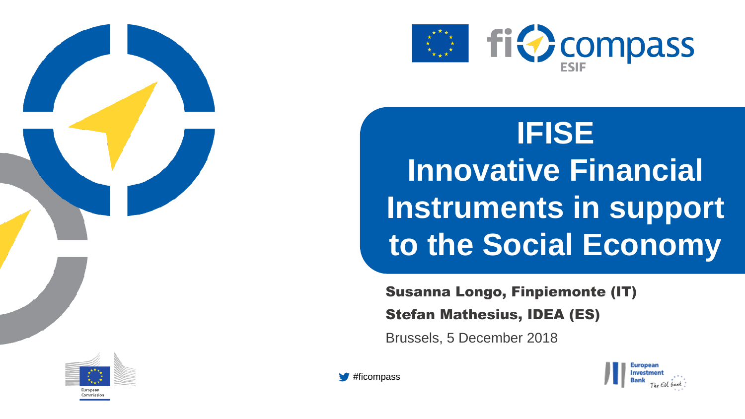fi compass ESIF

# IFISE Innovative Financial Instruments in support to the Social Economy

**Susanna Longo, Finpiemonte (IT)**

**Stefan Mathesius, IDEA (ES)**

Brussels, 5 December 2018

#ficompass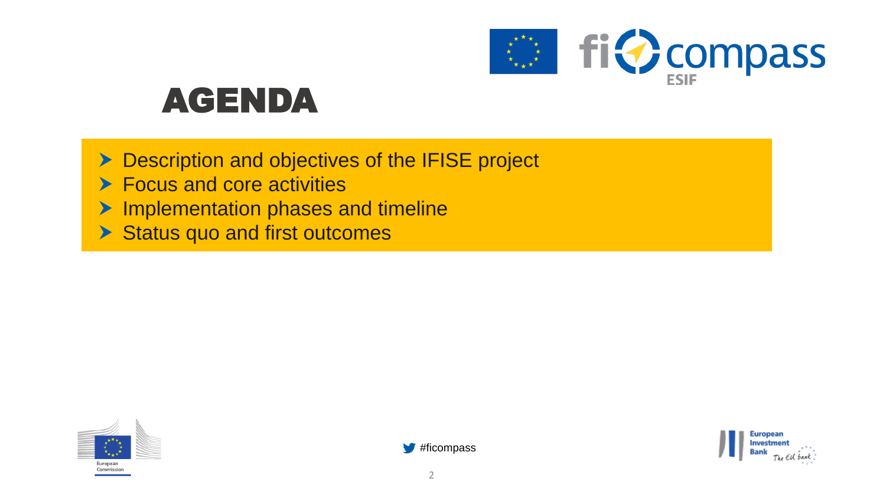# AGENDA

- Description and objectives of the IFISE project
- Focus and core activities
- Implementation phases and timeline
- Status quo and first outcomes

#ficompass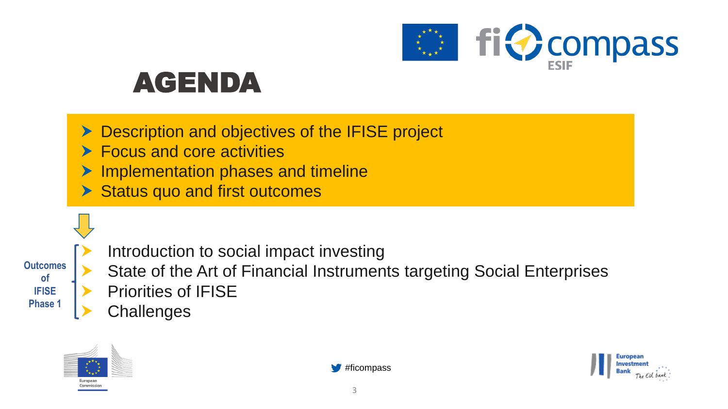# AGENDA

- Description and objectives of the IFISE project
- Focus and core activities
- Implementation phases and timeline
- Status quo and first outcomes

**Outcomes of IFISE Phase 1**

- Introduction to social impact investing
- State of the Art of Financial Instruments targeting Social Enterprises
- Priorities of IFISE
- Challenges

#ficompass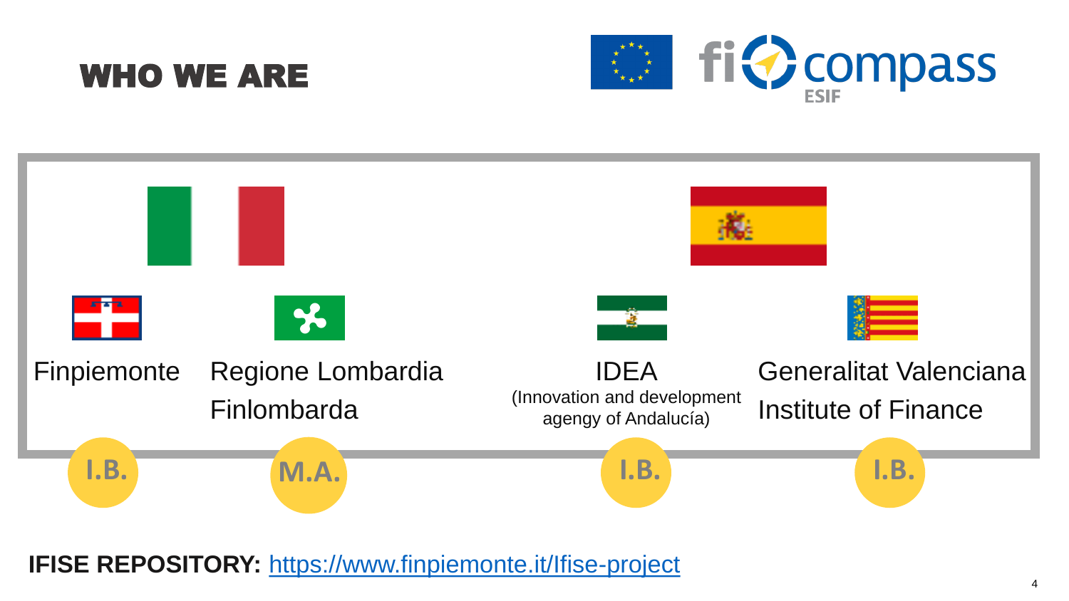# WHO WE ARE

fi compass ESIF

| Finpiemonte | Regione Lombardia Finlombarda | IDEA (Innovation and development agengy of Andalucía) | Generalitat Valenciana Institute of Finance |
|---|---|---|---|
| I.B. | M.A. | I.B. | I.B. |

**IFISE REPOSITORY:** [https://www.finpiemonte.it/Ifise-project](https://www.finpiemonte.it/Ifise-project)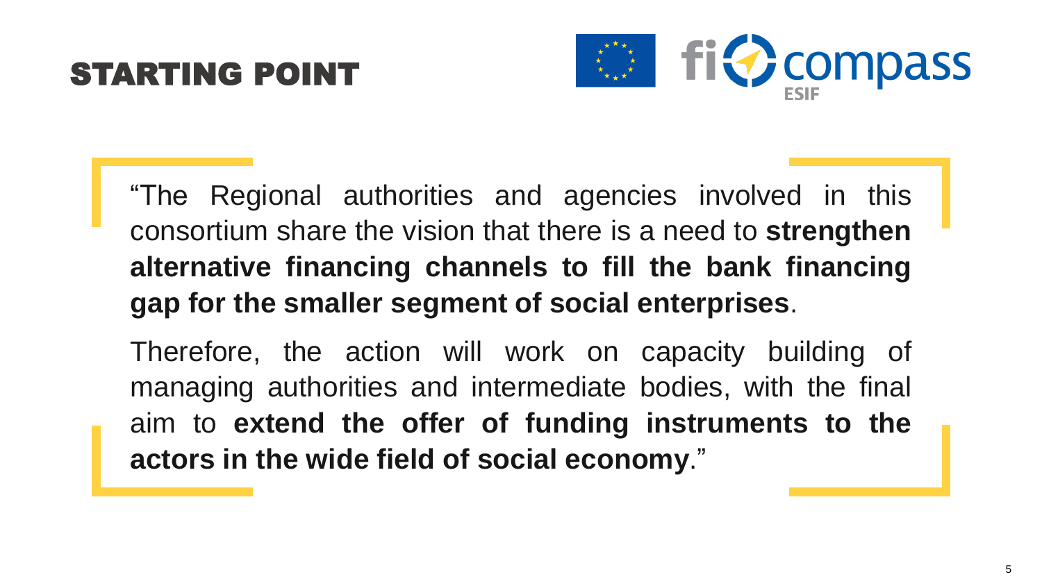# STARTING POINT

"The Regional authorities and agencies involved in this consortium share the vision that there is a need to **strengthen alternative financing channels to fill the bank financing gap for the smaller segment of social enterprises**.

Therefore, the action will work on capacity building of managing authorities and intermediate bodies, with the final aim to **extend the offer of funding instruments to the actors in the wide field of social economy**."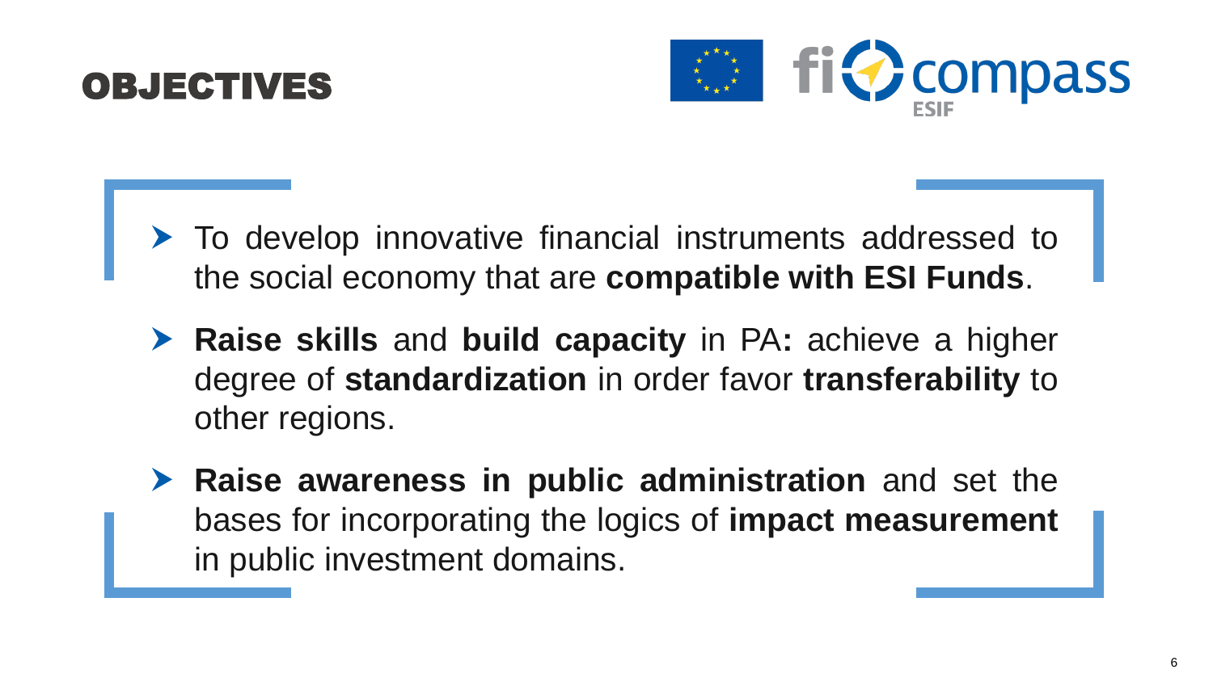# OBJECTIVES

- To develop innovative financial instruments addressed to the social economy that are **compatible with ESI Funds**.
- **Raise skills** and **build capacity** in PA**:** achieve a higher degree of **standardization** in order favor **transferability** to other regions.
- **Raise awareness in public administration** and set the bases for incorporating the logics of **impact measurement** in public investment domains.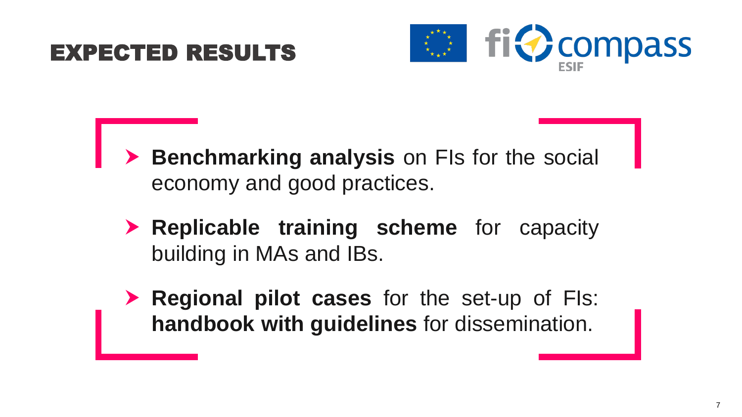# EXPECTED RESULTS

- **Benchmarking analysis** on FIs for the social economy and good practices.
- **Replicable training scheme** for capacity building in MAs and IBs.
- **Regional pilot cases** for the set-up of FIs: **handbook with guidelines** for dissemination.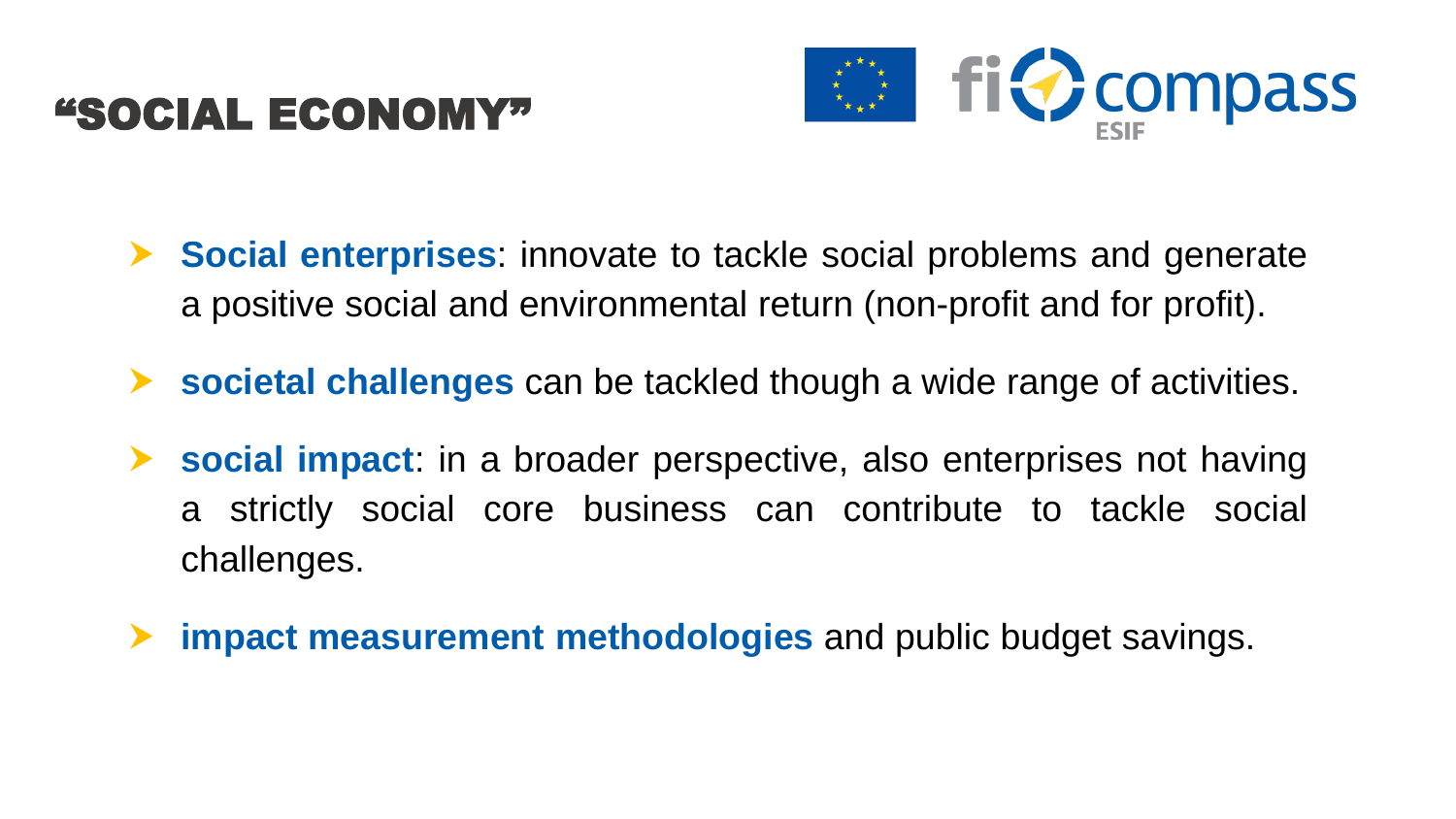# “SOCIAL ECONOMY”

- **Social enterprises**: innovate to tackle social problems and generate a positive social and environmental return (non-profit and for profit).
- **societal challenges** can be tackled though a wide range of activities.
- **social impact**: in a broader perspective, also enterprises not having a strictly social core business can contribute to tackle social challenges.
- **impact measurement methodologies** and public budget savings.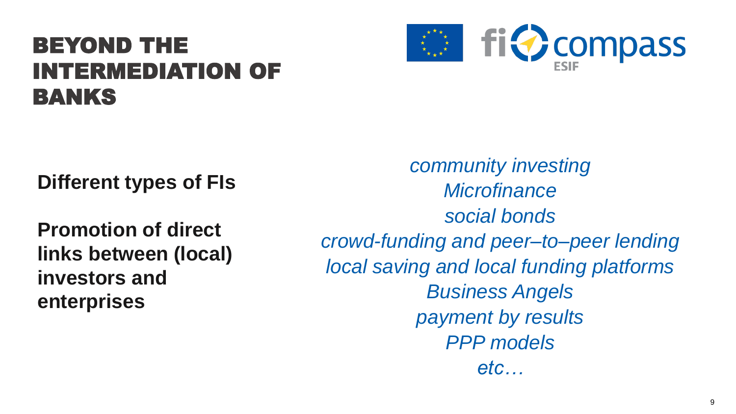# BEYOND THE INTERMEDIATION OF BANKS

**Different types of FIs**

**Promotion of direct links between (local) investors and enterprises**

*community investing*
*Microfinance*
*social bonds*
*crowd-funding and peer–to–peer lending*
*local saving and local funding platforms*
*Business Angels*
*payment by results*
*PPP models*
*etc…*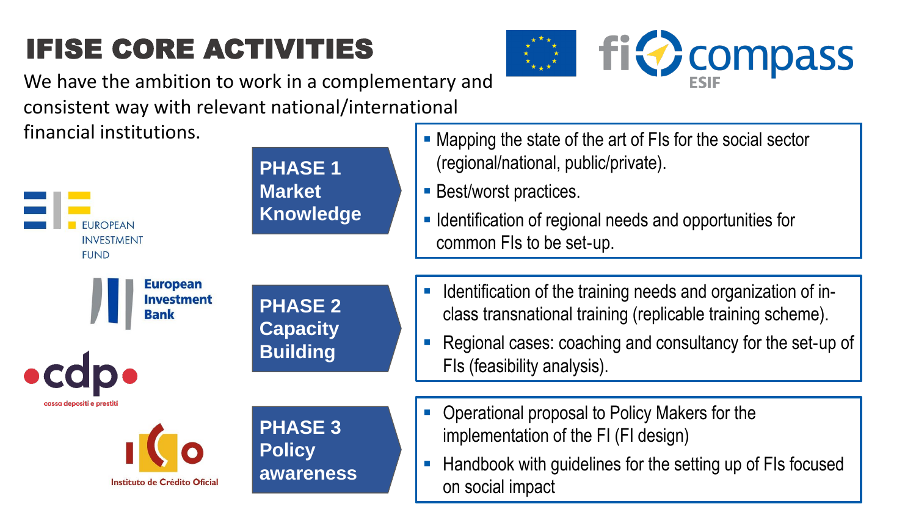# IFISE CORE ACTIVITIES

We have the ambition to work in a complementary and consistent way with relevant national/international financial institutions.

European Investment Fund

European Investment Bank

cdp cassa depositi e prestiti

Instituto de Crédito Oficial

fi compass ESIF

## PHASE 1 Market Knowledge

- Mapping the state of the art of FIs for the social sector (regional/national, public/private).
- Best/worst practices.
- Identification of regional needs and opportunities for common FIs to be set-up.

## PHASE 2 Capacity Building

- Identification of the training needs and organization of in-class transnational training (replicable training scheme).
- Regional cases: coaching and consultancy for the set-up of FIs (feasibility analysis).

## PHASE 3 Policy awareness

- Operational proposal to Policy Makers for the implementation of the FI (FI design)
- Handbook with guidelines for the setting up of FIs focused on social impact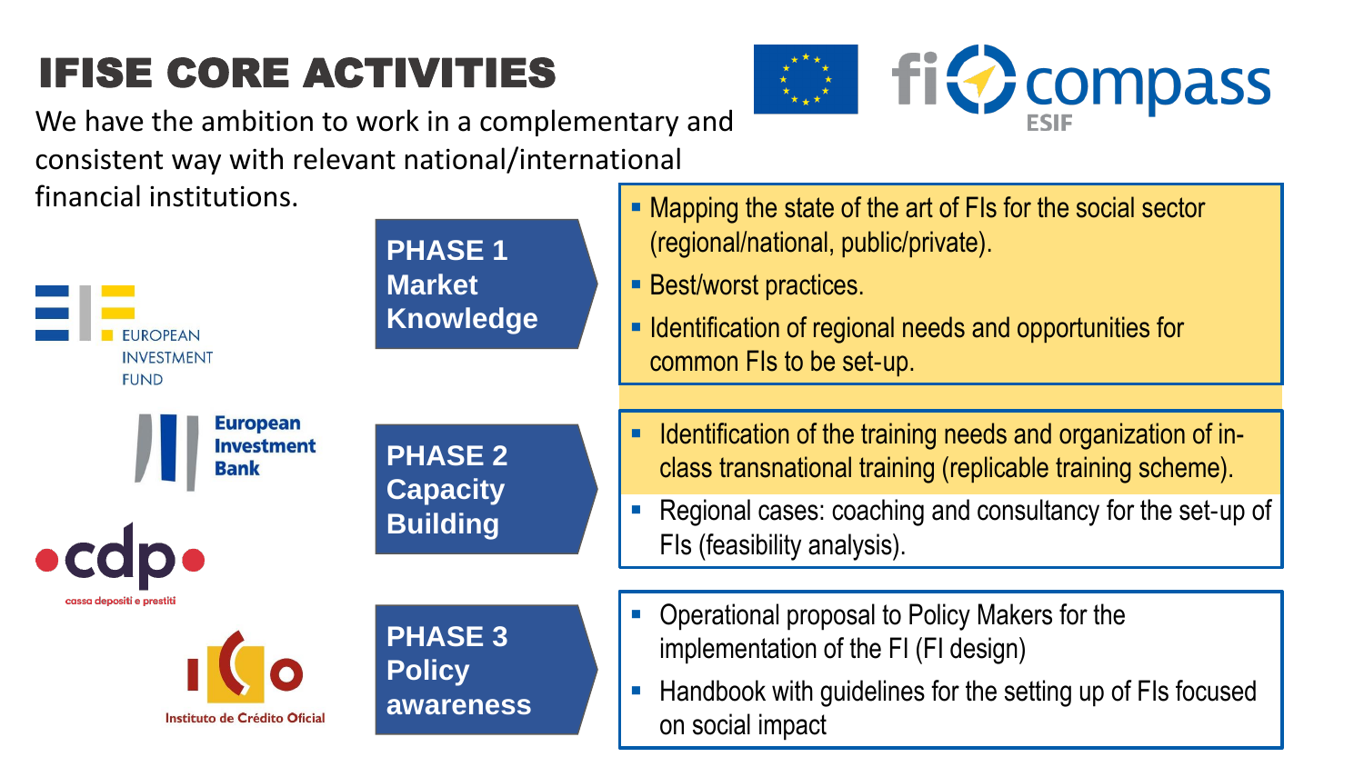# IFISE CORE ACTIVITIES

We have the ambition to work in a complementary and consistent way with relevant national/international financial institutions.

EUROPEAN INVESTMENT FUND

European Investment Bank

cdp cassa depositi e prestiti

ICO Instituto de Crédito Oficial

fi compass ESIF

## PHASE 1 Market Knowledge

- Mapping the state of the art of FIs for the social sector (regional/national, public/private).
- Best/worst practices.
- Identification of regional needs and opportunities for common FIs to be set-up.

## PHASE 2 Capacity Building

- Identification of the training needs and organization of in-class transnational training (replicable training scheme).
- Regional cases: coaching and consultancy for the set-up of FIs (feasibility analysis).

## PHASE 3 Policy awareness

- Operational proposal to Policy Makers for the implementation of the FI (FI design)
- Handbook with guidelines for the setting up of FIs focused on social impact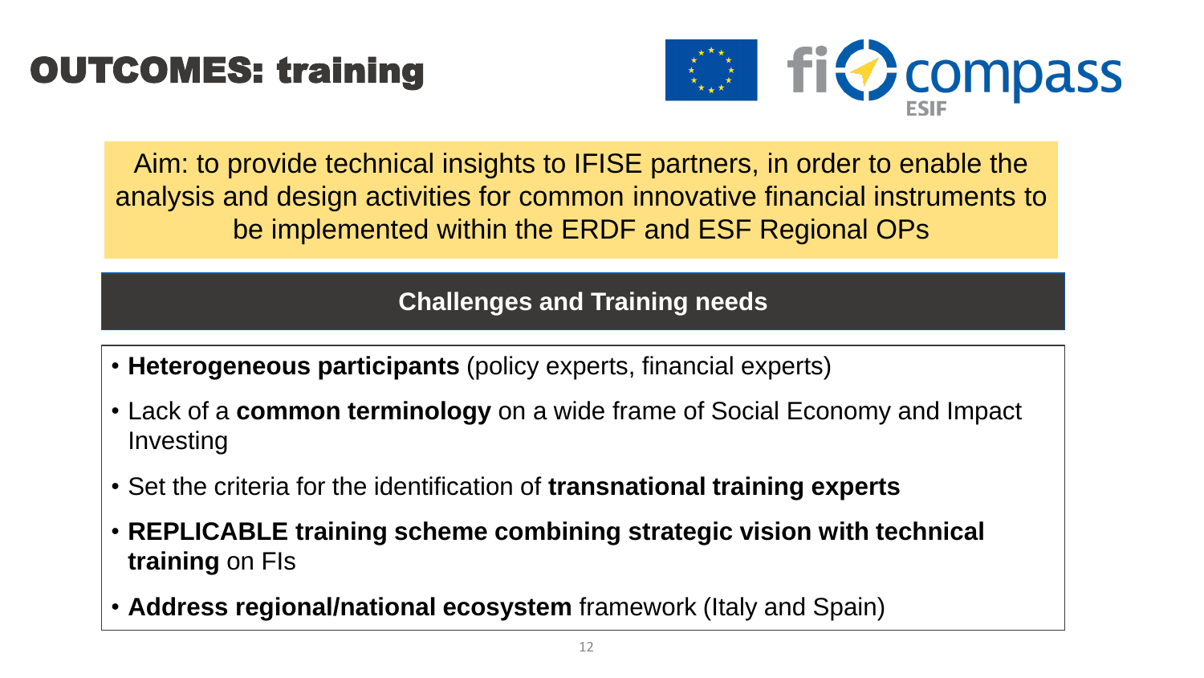# OUTCOMES: training

Aim: to provide technical insights to IFISE partners, in order to enable the analysis and design activities for common innovative financial instruments to be implemented within the ERDF and ESF Regional OPs

## Challenges and Training needs

- **Heterogeneous participants** (policy experts, financial experts)
- Lack of a **common terminology** on a wide frame of Social Economy and Impact Investing
- Set the criteria for the identification of **transnational training experts**
- **REPLICABLE training scheme combining strategic vision with technical training** on FIs
- **Address regional/national ecosystem** framework (Italy and Spain)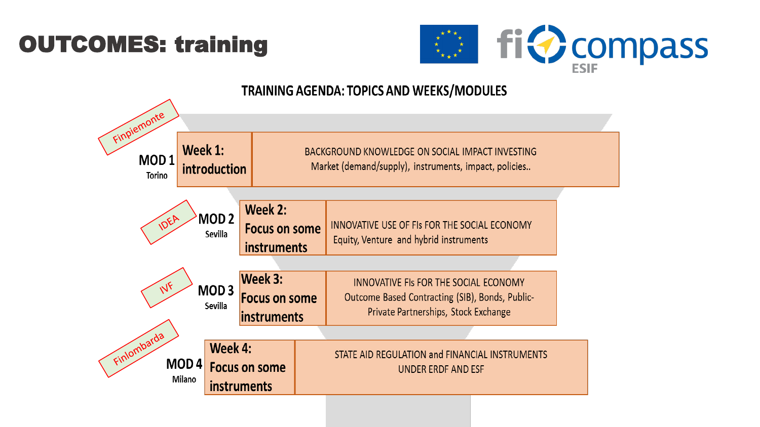# OUTCOMES: training

fi compass ESIF

## TRAINING AGENDA: TOPICS AND WEEKS/MODULES

| Partner | Module | Week | Topics |
|---|---|---|---|
| Finpiemonte | MOD 1 Torino | Week 1: introduction | BACKGROUND KNOWLEDGE ON SOCIAL IMPACT INVESTING Market (demand/supply), instruments, impact, policies.. |
| IDEA | MOD 2 Sevilla | Week 2: Focus on some instruments | INNOVATIVE USE OF FIs FOR THE SOCIAL ECONOMY Equity, Venture and hybrid instruments |
| IVF | MOD 3 Sevilla | Week 3: Focus on some instruments | INNOVATIVE FIs FOR THE SOCIAL ECONOMY Outcome Based Contracting (SIB), Bonds, Public-Private Partnerships, Stock Exchange |
| Finlombarda | MOD 4 Milano | Week 4: Focus on some instruments | STATE AID REGULATION and FINANCIAL INSTRUMENTS UNDER ERDF AND ESF |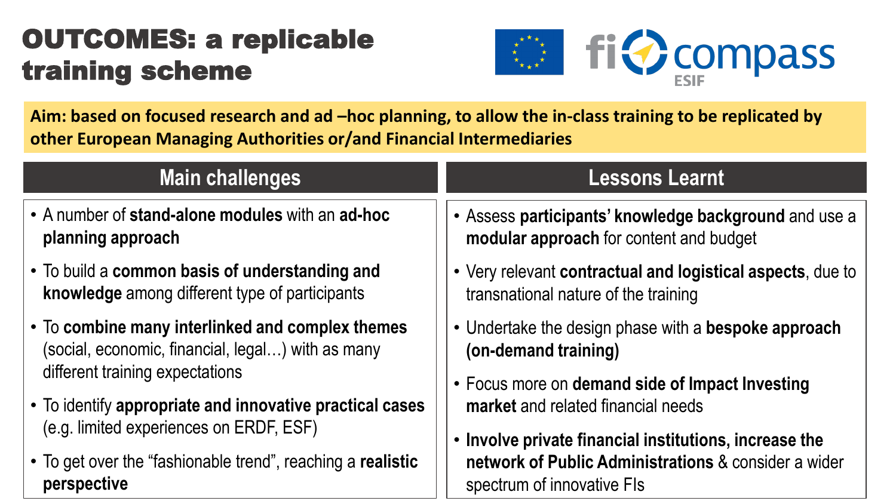# OUTCOMES: a replicable training scheme

**Aim: based on focused research and ad –hoc planning, to allow the in-class training to be replicated by other European Managing Authorities or/and Financial Intermediaries**

## Main challenges

- A number of **stand-alone modules** with an **ad-hoc planning approach**
- To build a **common basis of understanding and knowledge** among different type of participants
- To **combine many interlinked and complex themes** (social, economic, financial, legal…) with as many different training expectations
- To identify **appropriate and innovative practical cases** (e.g. limited experiences on ERDF, ESF)
- To get over the "fashionable trend", reaching a **realistic perspective**

## Lessons Learnt

- Assess **participants' knowledge background** and use a **modular approach** for content and budget
- Very relevant **contractual and logistical aspects**, due to transnational nature of the training
- Undertake the design phase with a **bespoke approach (on-demand training)**
- Focus more on **demand side of Impact Investing market** and related financial needs
- **Involve private financial institutions, increase the network of Public Administrations** & consider a wider spectrum of innovative FIs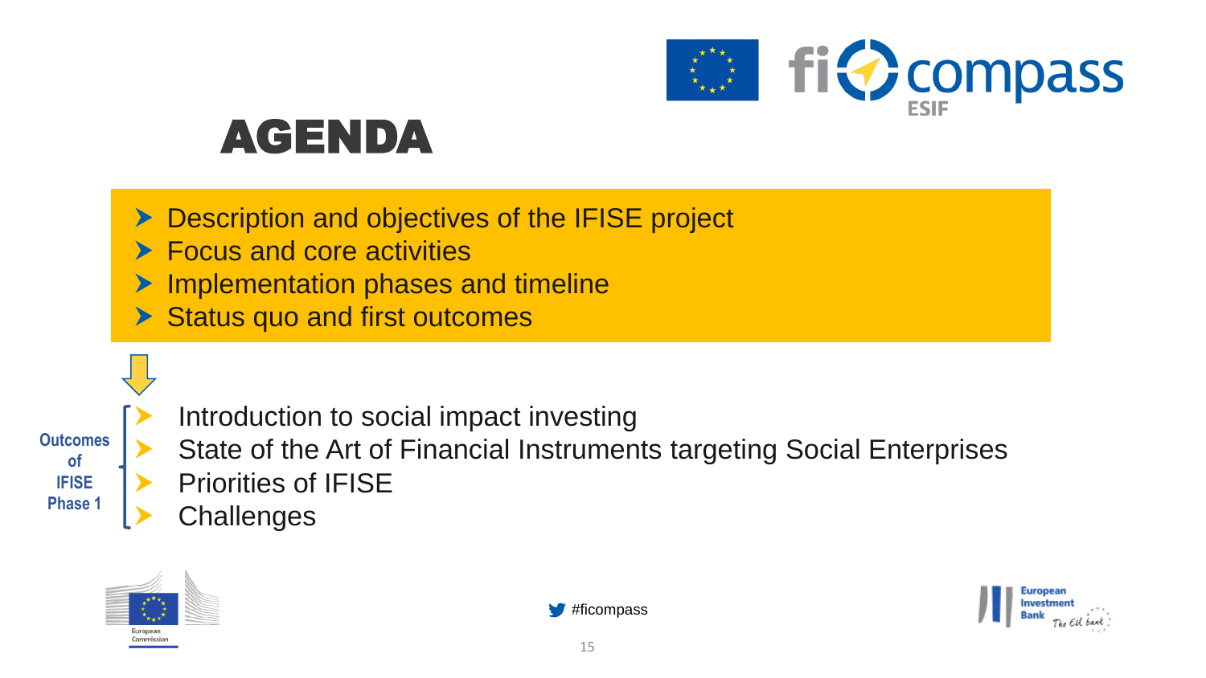# AGENDA

- Description and objectives of the IFISE project
- Focus and core activities
- Implementation phases and timeline
- Status quo and first outcomes

**Outcomes of IFISE Phase 1**

- Introduction to social impact investing
- State of the Art of Financial Instruments targeting Social Enterprises
- Priorities of IFISE
- Challenges

#ficompass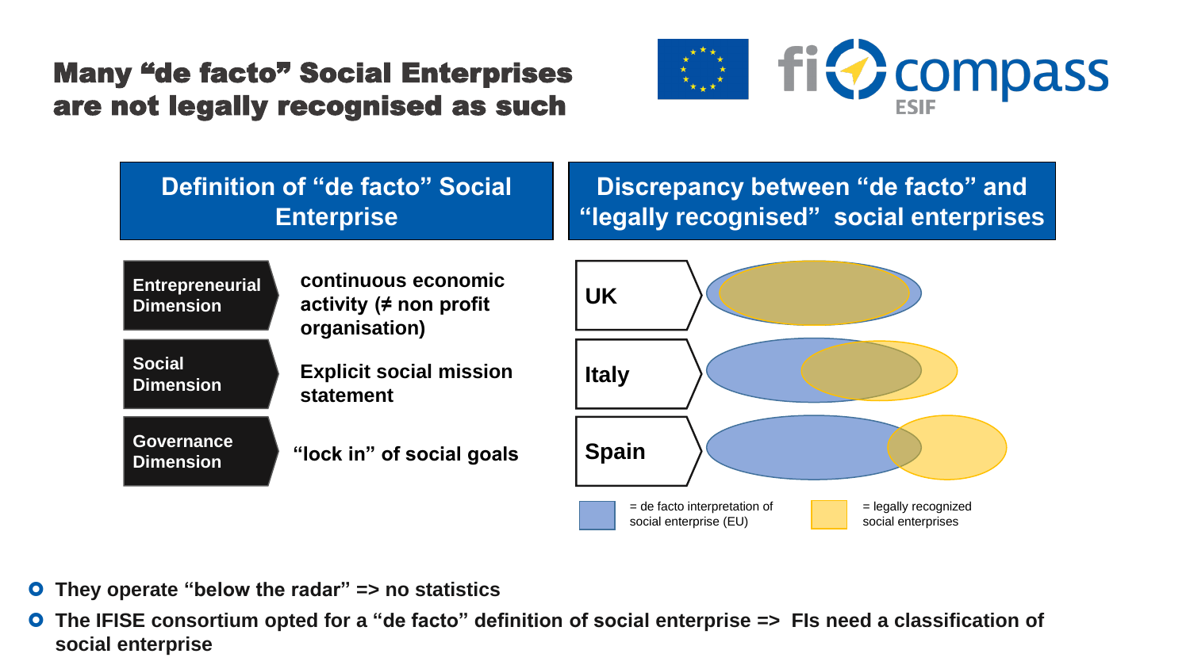# Many "de facto" Social Enterprises are not legally recognised as such

## Definition of "de facto" Social Enterprise

| Dimension | Description |
| --- | --- |
| Entrepreneurial Dimension | continuous economic activity (≠ non profit organisation) |
| Social Dimension | Explicit social mission statement |
| Governance Dimension | "lock in" of social goals |

## Discrepancy between "de facto" and "legally recognised" social enterprises

UK

Italy

Spain

= de facto interpretation of social enterprise (EU)

= legally recognized social enterprises

- They operate "below the radar" => no statistics
- The IFISE consortium opted for a "de facto" definition of social enterprise => FIs need a classification of social enterprise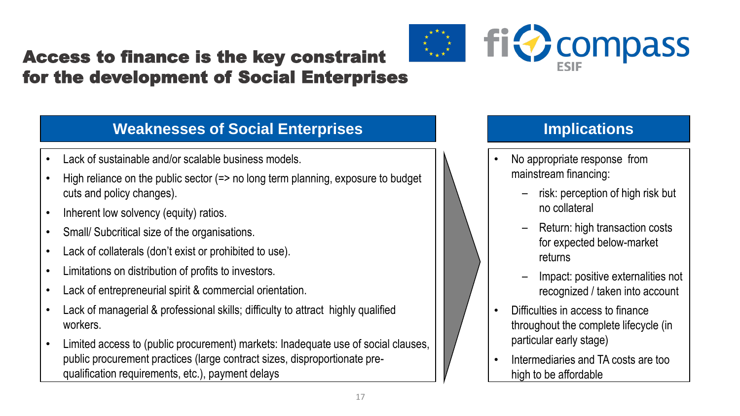# Access to finance is the key constraint for the development of Social Enterprises

## Weaknesses of Social Enterprises

- Lack of sustainable and/or scalable business models.
- High reliance on the public sector (=> no long term planning, exposure to budget cuts and policy changes).
- Inherent low solvency (equity) ratios.
- Small/ Subcritical size of the organisations.
- Lack of collaterals (don't exist or prohibited to use).
- Limitations on distribution of profits to investors.
- Lack of entrepreneurial spirit & commercial orientation.
- Lack of managerial & professional skills; difficulty to attract highly qualified workers.
- Limited access to (public procurement) markets: Inadequate use of social clauses, public procurement practices (large contract sizes, disproportionate pre-qualification requirements, etc.), payment delays

## Implications

- No appropriate response from mainstream financing:
  - risk: perception of high risk but no collateral
  - Return: high transaction costs for expected below-market returns
  - Impact: positive externalities not recognized / taken into account
- Difficulties in access to finance throughout the complete lifecycle (in particular early stage)
- Intermediaries and TA costs are too high to be affordable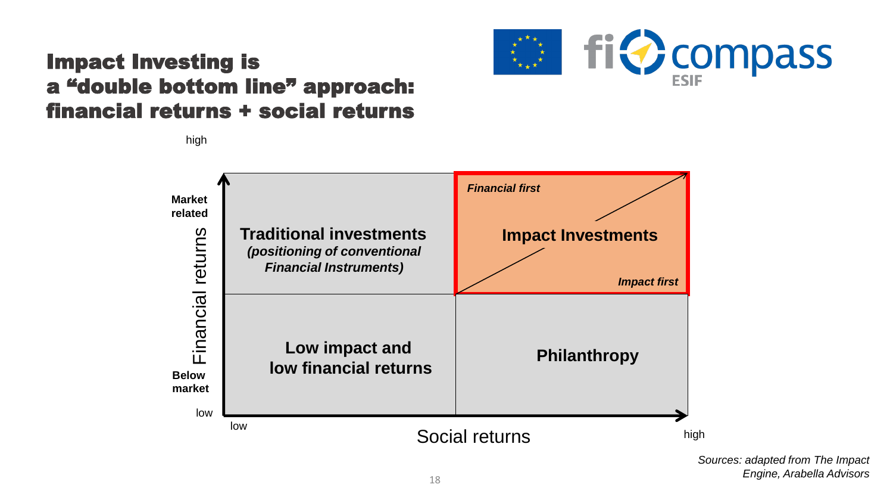# Impact Investing is a "double bottom line" approach: financial returns + social returns

| Financial returns ↑ / Social returns → | low | high |
|---|---|---|
| **Market related** (high) | **Traditional investments** *(positioning of conventional Financial Instruments)* | ***Financial first*** **Impact Investments** ***Impact first*** |
| **Below market** (low) | **Low impact and low financial returns** | **Philanthropy** |

*Sources: adapted from The Impact Engine, Arabella Advisors*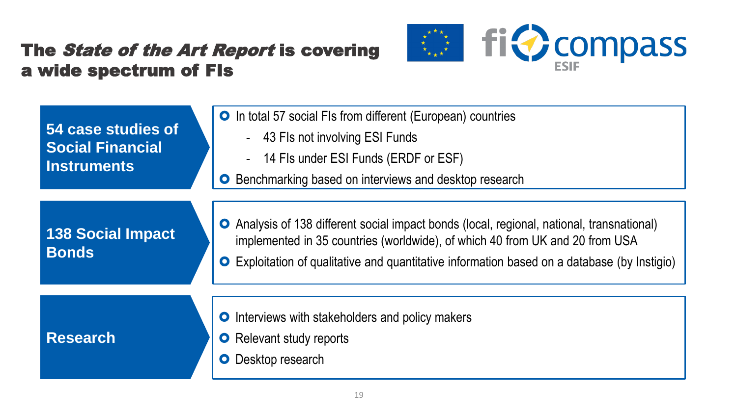# The *State of the Art Report* is covering a wide spectrum of FIs

## 54 case studies of Social Financial Instruments

- In total 57 social FIs from different (European) countries
  - 43 FIs not involving ESI Funds
  - 14 FIs under ESI Funds (ERDF or ESF)
- Benchmarking based on interviews and desktop research

## 138 Social Impact Bonds

- Analysis of 138 different social impact bonds (local, regional, national, transnational) implemented in 35 countries (worldwide), of which 40 from UK and 20 from USA
- Exploitation of qualitative and quantitative information based on a database (by Instigio)

## Research

- Interviews with stakeholders and policy makers
- Relevant study reports
- Desktop research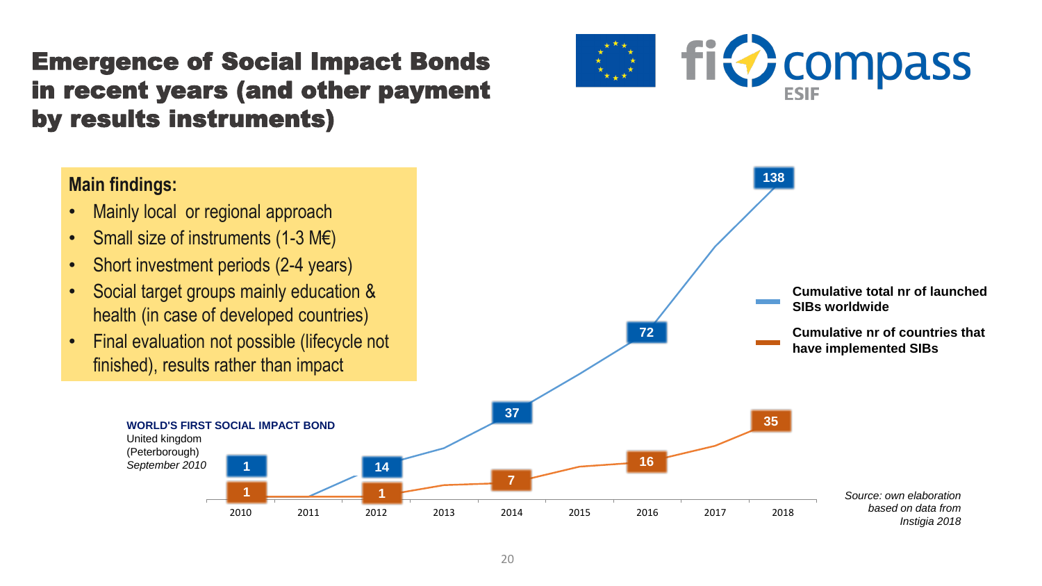# Emergence of Social Impact Bonds in recent years (and other payment by results instruments)

**Main findings:**

- Mainly local or regional approach
- Small size of instruments (1-3 M€)
- Short investment periods (2-4 years)
- Social target groups mainly education & health (in case of developed countries)
- Final evaluation not possible (lifecycle not finished), results rather than impact

**WORLD'S FIRST SOCIAL IMPACT BOND**
United kingdom (Peterborough)
*September 2010*

| Year | Cumulative total nr of launched SIBs worldwide | Cumulative nr of countries that have implemented SIBs |
|---|---|---|
| 2010 | 1 | 1 |
| 2012 | 14 | 1 |
| 2014 | 37 | 7 |
| 2016 | 72 | 16 |
| 2018 | 138 | 35 |

*Source: own elaboration based on data from Instigia 2018*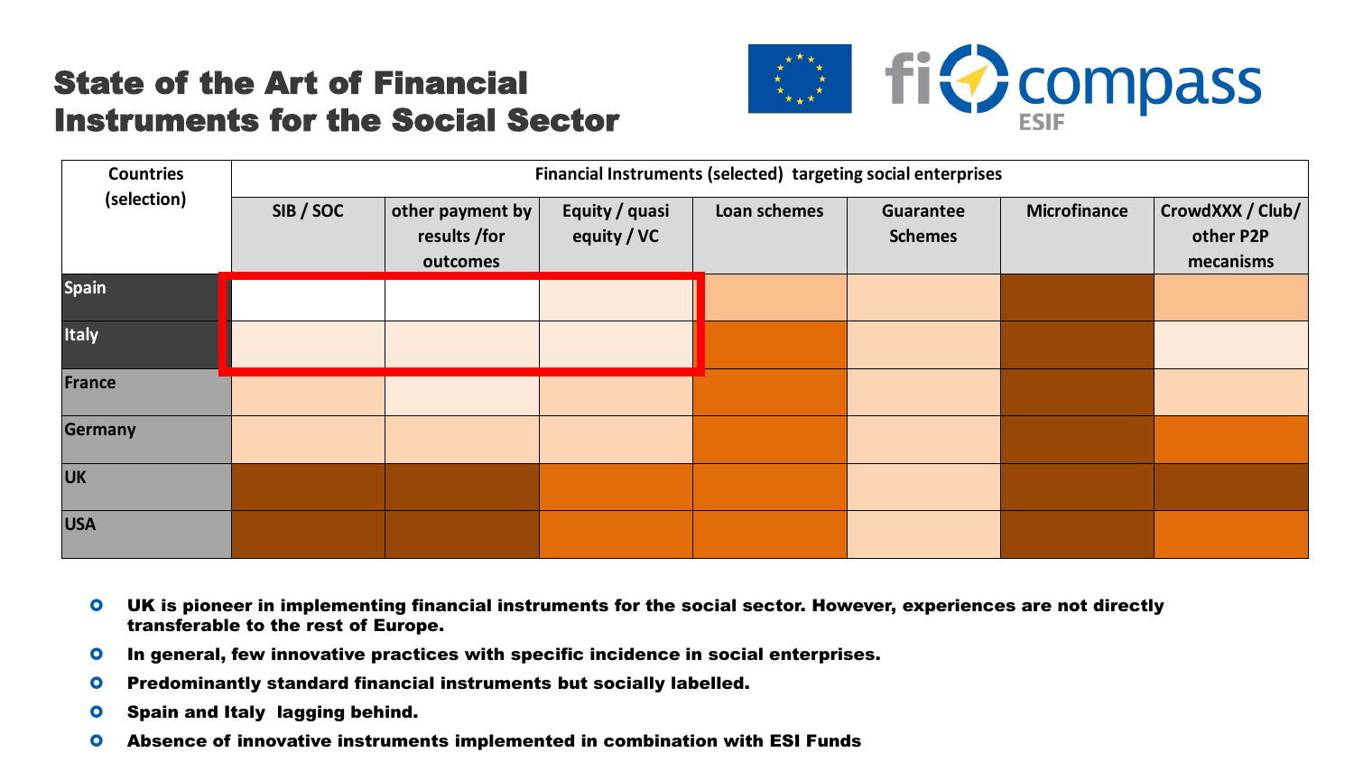# State of the Art of Financial Instruments for the Social Sector

| Countries (selection) | Financial Instruments (selected) targeting social enterprises | | | | | | |
|---|---|---|---|---|---|---|---|
| | SIB / SOC | other payment by results /for outcomes | Equity / quasi equity / VC | Loan schemes | Guarantee Schemes | Microfinance | CrowdXXX / Club/ other P2P mecanisms |
| Spain | | | | | | | |
| Italy | | | | | | | |
| France | | | | | | | |
| Germany | | | | | | | |
| UK | | | | | | | |
| USA | | | | | | | |

- **UK is pioneer in implementing financial instruments for the social sector. However, experiences are not directly transferable to the rest of Europe.**
- **In general, few innovative practices with specific incidence in social enterprises.**
- **Predominantly standard financial instruments but socially labelled.**
- **Spain and Italy lagging behind.**
- **Absence of innovative instruments implemented in combination with ESI Funds**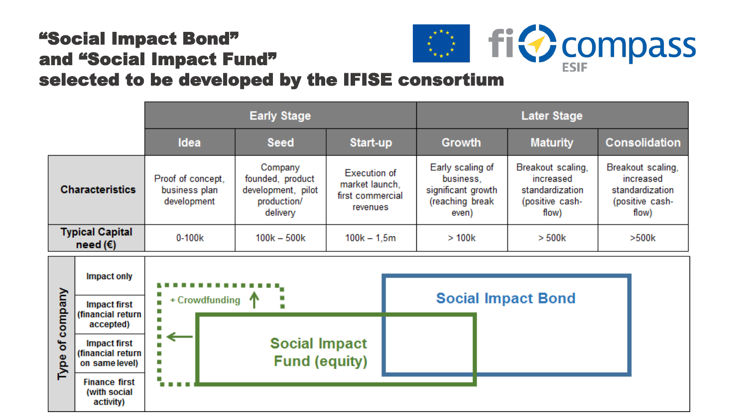# "Social Impact Bond" and "Social Impact Fund" selected to be developed by the IFISE consortium

fi compass ESIF

| | Early Stage | | | Later Stage | | |
|---|---|---|---|---|---|---|
| | Idea | Seed | Start-up | Growth | Maturity | Consolidation |
| **Characteristics** | Proof of concept, business plan development | Company founded, product development, pilot production/ delivery | Execution of market launch, first commercial revenues | Early scaling of business, significant growth (reaching break even) | Breakout scaling, increased standardization (positive cash-flow) | Breakout scaling, increased standardization (positive cash-flow) |
| **Typical Capital need (€)** | 0-100k | 100k – 500k | 100k – 1,5m | > 100k | > 500k | >500k |

**Type of company**

- Impact only
- Impact first (financial return accepted)
- Impact first (financial return on same level)
- Finance first (with social activity)

+ Crowdfunding

Social Impact Fund (equity)

Social Impact Bond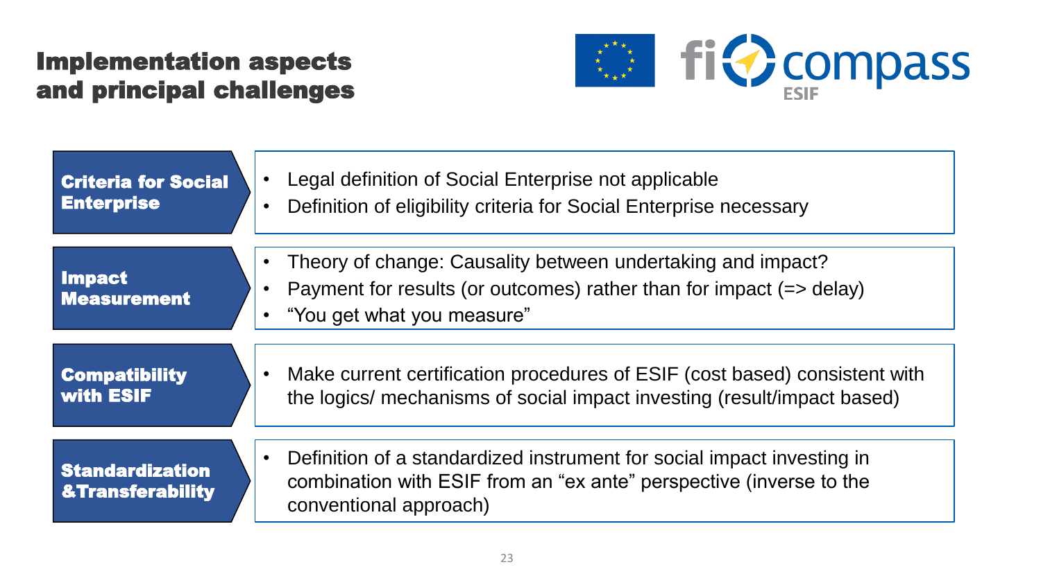# Implementation aspects and principal challenges

### Criteria for Social Enterprise

- Legal definition of Social Enterprise not applicable
- Definition of eligibility criteria for Social Enterprise necessary

### Impact Measurement

- Theory of change: Causality between undertaking and impact?
- Payment for results (or outcomes) rather than for impact (=> delay)
- “You get what you measure”

### Compatibility with ESIF

- Make current certification procedures of ESIF (cost based) consistent with the logics/ mechanisms of social impact investing (result/impact based)

### Standardization &Transferability

- Definition of a standardized instrument for social impact investing in combination with ESIF from an “ex ante” perspective (inverse to the conventional approach)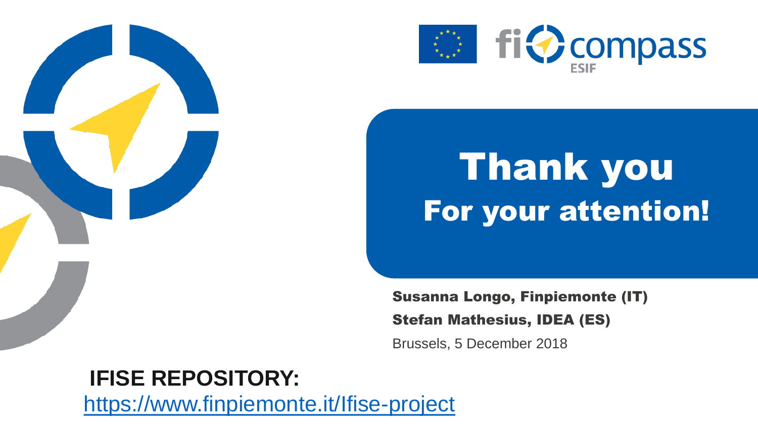# Thank you

## For your attention!

**Susanna Longo, Finpiemonte (IT)**

**Stefan Mathesius, IDEA (ES)**

Brussels, 5 December 2018

**IFISE REPOSITORY:**

https://www.finpiemonte.it/Ifise-project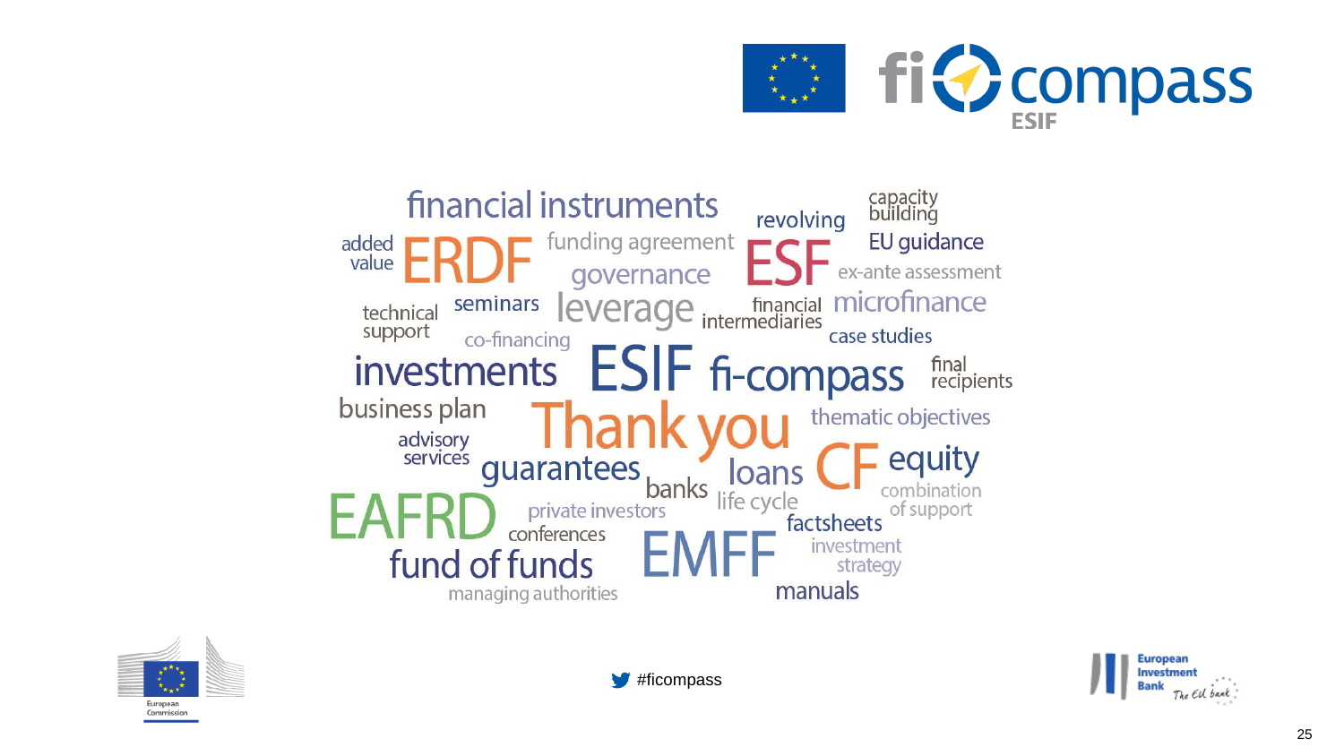fi-compass ESIF

financial instruments revolving capacity building
added value ERDF funding agreement ESF EU guidance
governance ex-ante assessment
technical support seminars leverage financial intermediaries microfinance
co-financing case studies
investments ESIF fi-compass final recipients
business plan Thank you thematic objectives
advisory services guarantees loans CF equity
banks life cycle combination of support
EAFRD private investors factsheets
conferences EMFF investment strategy
fund of funds
managing authorities manuals

European Commission

#ficompass

European Investment Bank The EU bank